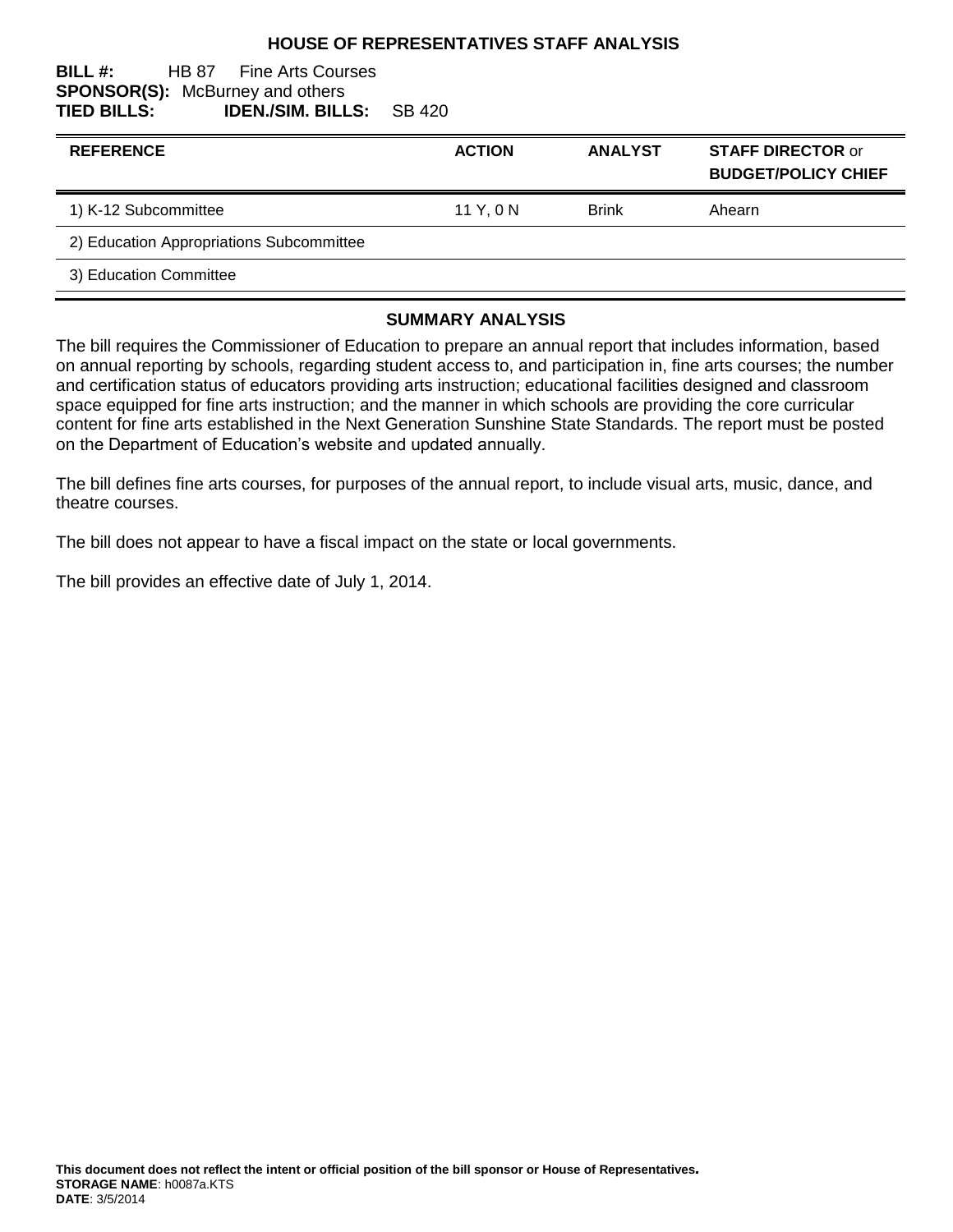# HOUSE OF REPRESENTATIVES STAFF ANALYSIS

**BILL #:** HB 87 Fine Arts Courses
**SPONSOR(S):** McBurney and others
**TIED BILLS:** **IDEN./SIM. BILLS:** SB 420

| REFERENCE | ACTION | ANALYST | STAFF DIRECTOR or BUDGET/POLICY CHIEF |
|---|---|---|---|
| 1) K-12 Subcommittee | 11 Y, 0 N | Brink | Ahearn |
| 2) Education Appropriations Subcommittee | | | |
| 3) Education Committee | | | |

## SUMMARY ANALYSIS

The bill requires the Commissioner of Education to prepare an annual report that includes information, based on annual reporting by schools, regarding student access to, and participation in, fine arts courses; the number and certification status of educators providing arts instruction; educational facilities designed and classroom space equipped for fine arts instruction; and the manner in which schools are providing the core curricular content for fine arts established in the Next Generation Sunshine State Standards. The report must be posted on the Department of Education's website and updated annually.

The bill defines fine arts courses, for purposes of the annual report, to include visual arts, music, dance, and theatre courses.

The bill does not appear to have a fiscal impact on the state or local governments.

The bill provides an effective date of July 1, 2014.

**This document does not reflect the intent or official position of the bill sponsor or House of Representatives.**
**STORAGE NAME**: h0087a.KTS
**DATE**: 3/5/2014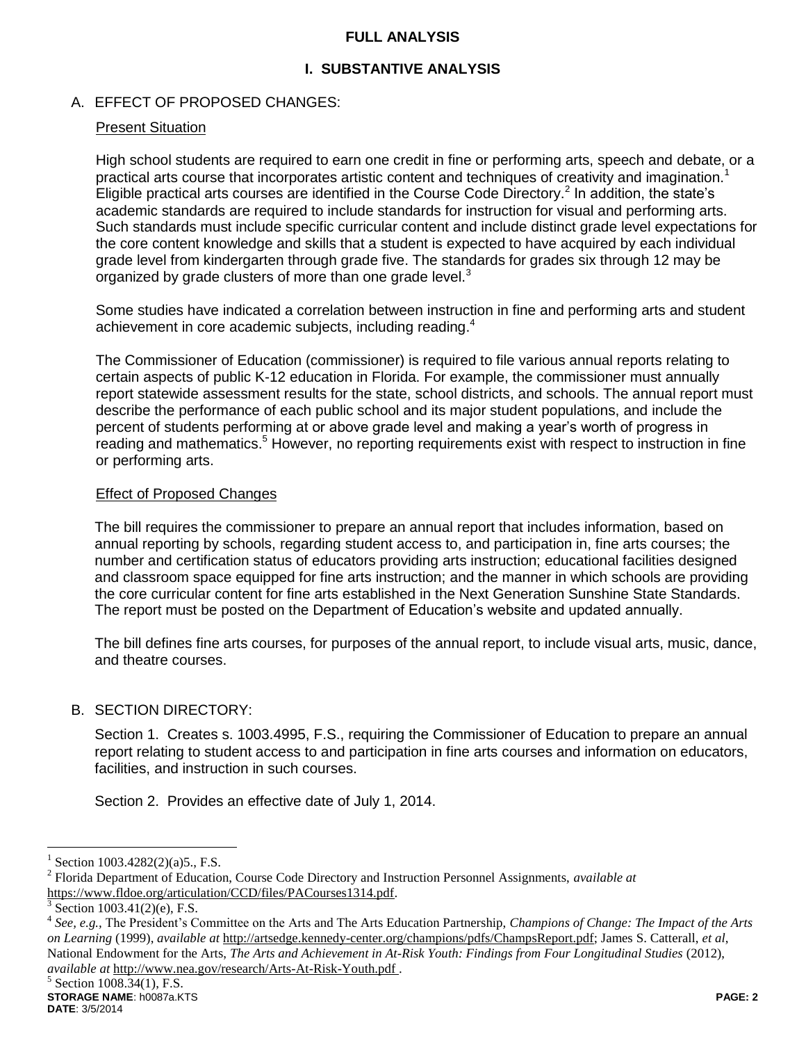# FULL ANALYSIS

## I. SUBSTANTIVE ANALYSIS

### A. EFFECT OF PROPOSED CHANGES:

Present Situation

High school students are required to earn one credit in fine or performing arts, speech and debate, or a practical arts course that incorporates artistic content and techniques of creativity and imagination.[1] Eligible practical arts courses are identified in the Course Code Directory.[2] In addition, the state's academic standards are required to include standards for instruction for visual and performing arts. Such standards must include specific curricular content and include distinct grade level expectations for the core content knowledge and skills that a student is expected to have acquired by each individual grade level from kindergarten through grade five. The standards for grades six through 12 may be organized by grade clusters of more than one grade level.[3]

Some studies have indicated a correlation between instruction in fine and performing arts and student achievement in core academic subjects, including reading.[4]

The Commissioner of Education (commissioner) is required to file various annual reports relating to certain aspects of public K-12 education in Florida. For example, the commissioner must annually report statewide assessment results for the state, school districts, and schools. The annual report must describe the performance of each public school and its major student populations, and include the percent of students performing at or above grade level and making a year's worth of progress in reading and mathematics.[5] However, no reporting requirements exist with respect to instruction in fine or performing arts.

Effect of Proposed Changes

The bill requires the commissioner to prepare an annual report that includes information, based on annual reporting by schools, regarding student access to, and participation in, fine arts courses; the number and certification status of educators providing arts instruction; educational facilities designed and classroom space equipped for fine arts instruction; and the manner in which schools are providing the core curricular content for fine arts established in the Next Generation Sunshine State Standards. The report must be posted on the Department of Education's website and updated annually.

The bill defines fine arts courses, for purposes of the annual report, to include visual arts, music, dance, and theatre courses.

### B. SECTION DIRECTORY:

Section 1. Creates s. 1003.4995, F.S., requiring the Commissioner of Education to prepare an annual report relating to student access to and participation in fine arts courses and information on educators, facilities, and instruction in such courses.

Section 2. Provides an effective date of July 1, 2014.

---

[1] Section 1003.4282(2)(a)5., F.S.

[2] Florida Department of Education, Course Code Directory and Instruction Personnel Assignments, *available at* https://www.fldoe.org/articulation/CCD/files/PACourses1314.pdf.

[3] Section 1003.41(2)(e), F.S.

[4] *See, e.g.,* The President's Committee on the Arts and The Arts Education Partnership, *Champions of Change: The Impact of the Arts on Learning* (1999), *available at* http://artsedge.kennedy-center.org/champions/pdfs/ChampsReport.pdf; James S. Catterall, *et al*, National Endowment for the Arts, *The Arts and Achievement in At-Risk Youth: Findings from Four Longitudinal Studies* (2012), *available at* http://www.nea.gov/research/Arts-At-Risk-Youth.pdf .

[5] Section 1008.34(1), F.S.

**STORAGE NAME**: h0087a.KTS
**DATE**: 3/5/2014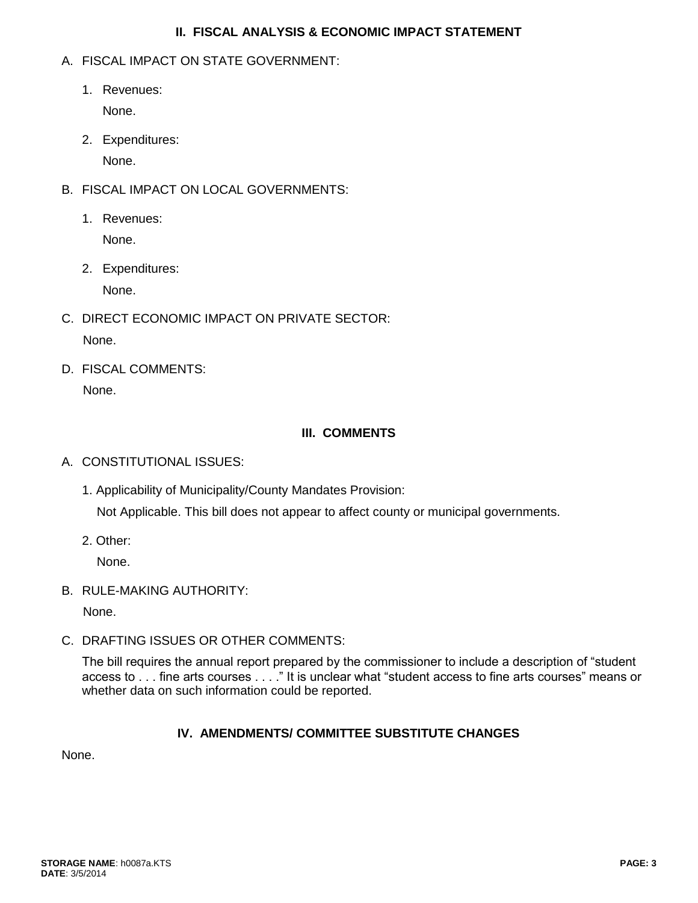## II. FISCAL ANALYSIS & ECONOMIC IMPACT STATEMENT

A. FISCAL IMPACT ON STATE GOVERNMENT:

1. Revenues:

   None.

2. Expenditures:

   None.

B. FISCAL IMPACT ON LOCAL GOVERNMENTS:

1. Revenues:

   None.

2. Expenditures:

   None.

C. DIRECT ECONOMIC IMPACT ON PRIVATE SECTOR:

None.

D. FISCAL COMMENTS:

None.

## III. COMMENTS

A. CONSTITUTIONAL ISSUES:

1. Applicability of Municipality/County Mandates Provision:

   Not Applicable. This bill does not appear to affect county or municipal governments.

2. Other:

   None.

B. RULE-MAKING AUTHORITY:

None.

C. DRAFTING ISSUES OR OTHER COMMENTS:

The bill requires the annual report prepared by the commissioner to include a description of "student access to . . . fine arts courses . . . ." It is unclear what "student access to fine arts courses" means or whether data on such information could be reported.

## IV. AMENDMENTS/ COMMITTEE SUBSTITUTE CHANGES

None.